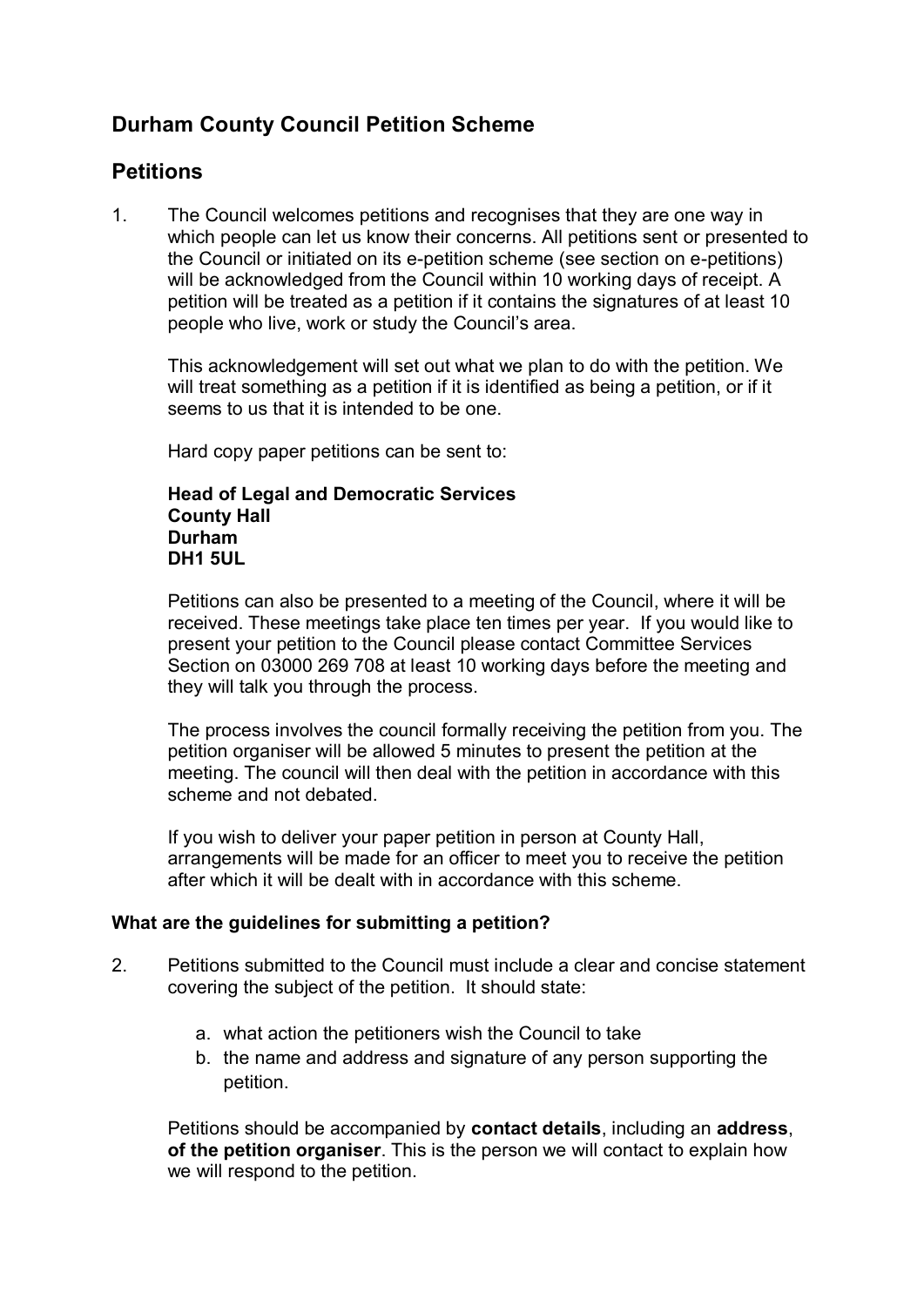# Durham County Council Petition Scheme

## Petitions

1. The Council welcomes petitions and recognises that they are one way in which people can let us know their concerns. All petitions sent or presented to the Council or initiated on its e-petition scheme (see section on e-petitions) will be acknowledged from the Council within 10 working days of receipt. A petition will be treated as a petition if it contains the signatures of at least 10 people who live, work or study the Council's area.

   This acknowledgement will set out what we plan to do with the petition. We will treat something as a petition if it is identified as being a petition, or if it seems to us that it is intended to be one.

   Hard copy paper petitions can be sent to:

   **Head of Legal and Democratic Services**
   **County Hall**
   **Durham**
   **DH1 5UL**

   Petitions can also be presented to a meeting of the Council, where it will be received. These meetings take place ten times per year. If you would like to present your petition to the Council please contact Committee Services Section on 03000 269 708 at least 10 working days before the meeting and they will talk you through the process.

   The process involves the council formally receiving the petition from you. The petition organiser will be allowed 5 minutes to present the petition at the meeting. The council will then deal with the petition in accordance with this scheme and not debated.

   If you wish to deliver your paper petition in person at County Hall, arrangements will be made for an officer to meet you to receive the petition after which it will be dealt with in accordance with this scheme.

**What are the guidelines for submitting a petition?**

2. Petitions submitted to the Council must include a clear and concise statement covering the subject of the petition. It should state:

   a. what action the petitioners wish the Council to take
   b. the name and address and signature of any person supporting the petition.

   Petitions should be accompanied by **contact details**, including an **address**, **of the petition organiser**. This is the person we will contact to explain how we will respond to the petition.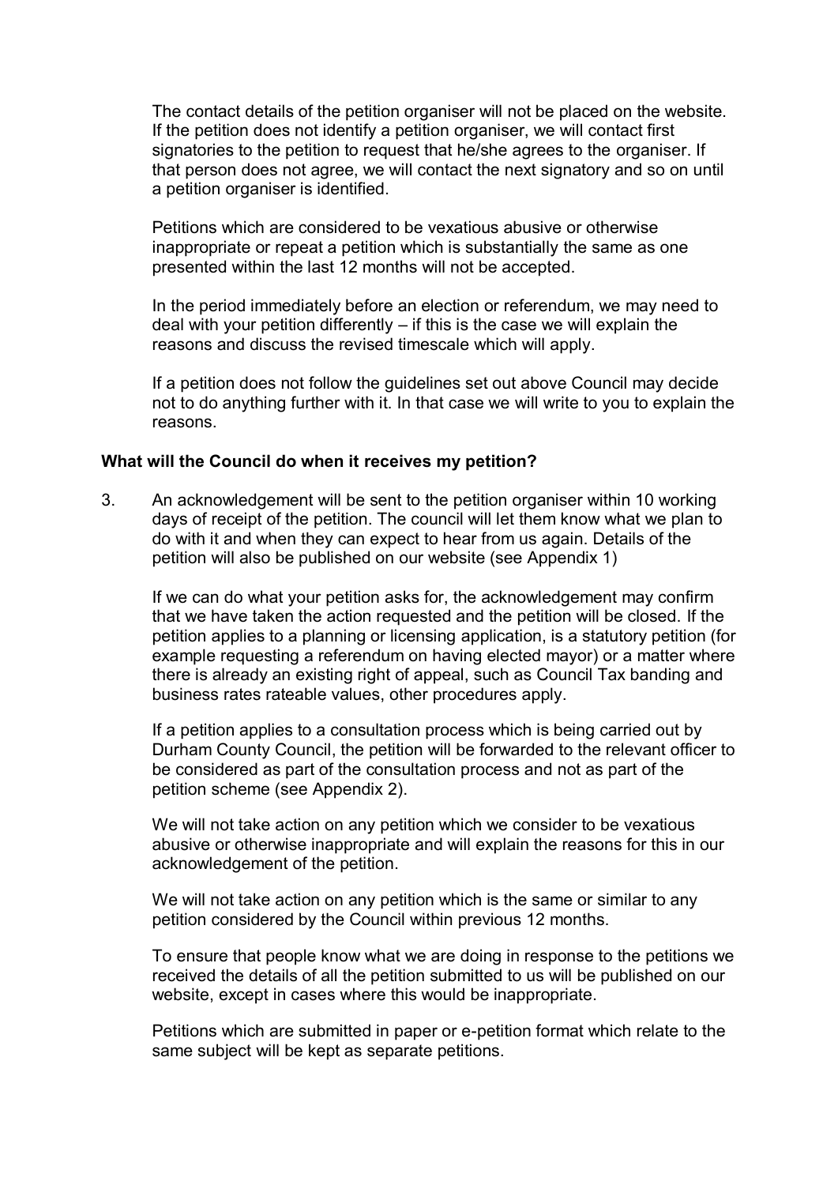The contact details of the petition organiser will not be placed on the website. If the petition does not identify a petition organiser, we will contact first signatories to the petition to request that he/she agrees to the organiser. If that person does not agree, we will contact the next signatory and so on until a petition organiser is identified.

Petitions which are considered to be vexatious abusive or otherwise inappropriate or repeat a petition which is substantially the same as one presented within the last 12 months will not be accepted.

In the period immediately before an election or referendum, we may need to deal with your petition differently – if this is the case we will explain the reasons and discuss the revised timescale which will apply.

If a petition does not follow the guidelines set out above Council may decide not to do anything further with it. In that case we will write to you to explain the reasons.

**What will the Council do when it receives my petition?**

3. An acknowledgement will be sent to the petition organiser within 10 working days of receipt of the petition. The council will let them know what we plan to do with it and when they can expect to hear from us again. Details of the petition will also be published on our website (see Appendix 1)

   If we can do what your petition asks for, the acknowledgement may confirm that we have taken the action requested and the petition will be closed. If the petition applies to a planning or licensing application, is a statutory petition (for example requesting a referendum on having elected mayor) or a matter where there is already an existing right of appeal, such as Council Tax banding and business rates rateable values, other procedures apply.

   If a petition applies to a consultation process which is being carried out by Durham County Council, the petition will be forwarded to the relevant officer to be considered as part of the consultation process and not as part of the petition scheme (see Appendix 2).

   We will not take action on any petition which we consider to be vexatious abusive or otherwise inappropriate and will explain the reasons for this in our acknowledgement of the petition.

   We will not take action on any petition which is the same or similar to any petition considered by the Council within previous 12 months.

   To ensure that people know what we are doing in response to the petitions we received the details of all the petition submitted to us will be published on our website, except in cases where this would be inappropriate.

   Petitions which are submitted in paper or e-petition format which relate to the same subject will be kept as separate petitions.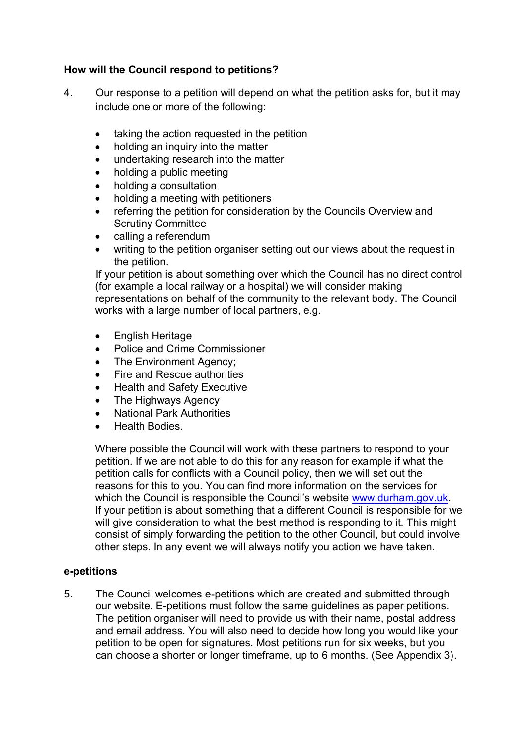**How will the Council respond to petitions?**

4. Our response to a petition will depend on what the petition asks for, but it may include one or more of the following:

   - taking the action requested in the petition
   - holding an inquiry into the matter
   - undertaking research into the matter
   - holding a public meeting
   - holding a consultation
   - holding a meeting with petitioners
   - referring the petition for consideration by the Councils Overview and Scrutiny Committee
   - calling a referendum
   - writing to the petition organiser setting out our views about the request in the petition.

   If your petition is about something over which the Council has no direct control (for example a local railway or a hospital) we will consider making representations on behalf of the community to the relevant body. The Council works with a large number of local partners, e.g.

   - English Heritage
   - Police and Crime Commissioner
   - The Environment Agency;
   - Fire and Rescue authorities
   - Health and Safety Executive
   - The Highways Agency
   - National Park Authorities
   - Health Bodies.

   Where possible the Council will work with these partners to respond to your petition. If we are not able to do this for any reason for example if what the petition calls for conflicts with a Council policy, then we will set out the reasons for this to you. You can find more information on the services for which the Council is responsible the Council's website [www.durham.gov.uk](http://www.durham.gov.uk). If your petition is about something that a different Council is responsible for we will give consideration to what the best method is responding to it. This might consist of simply forwarding the petition to the other Council, but could involve other steps. In any event we will always notify you action we have taken.

**e-petitions**

5. The Council welcomes e-petitions which are created and submitted through our website. E-petitions must follow the same guidelines as paper petitions. The petition organiser will need to provide us with their name, postal address and email address. You will also need to decide how long you would like your petition to be open for signatures. Most petitions run for six weeks, but you can choose a shorter or longer timeframe, up to 6 months. (See Appendix 3).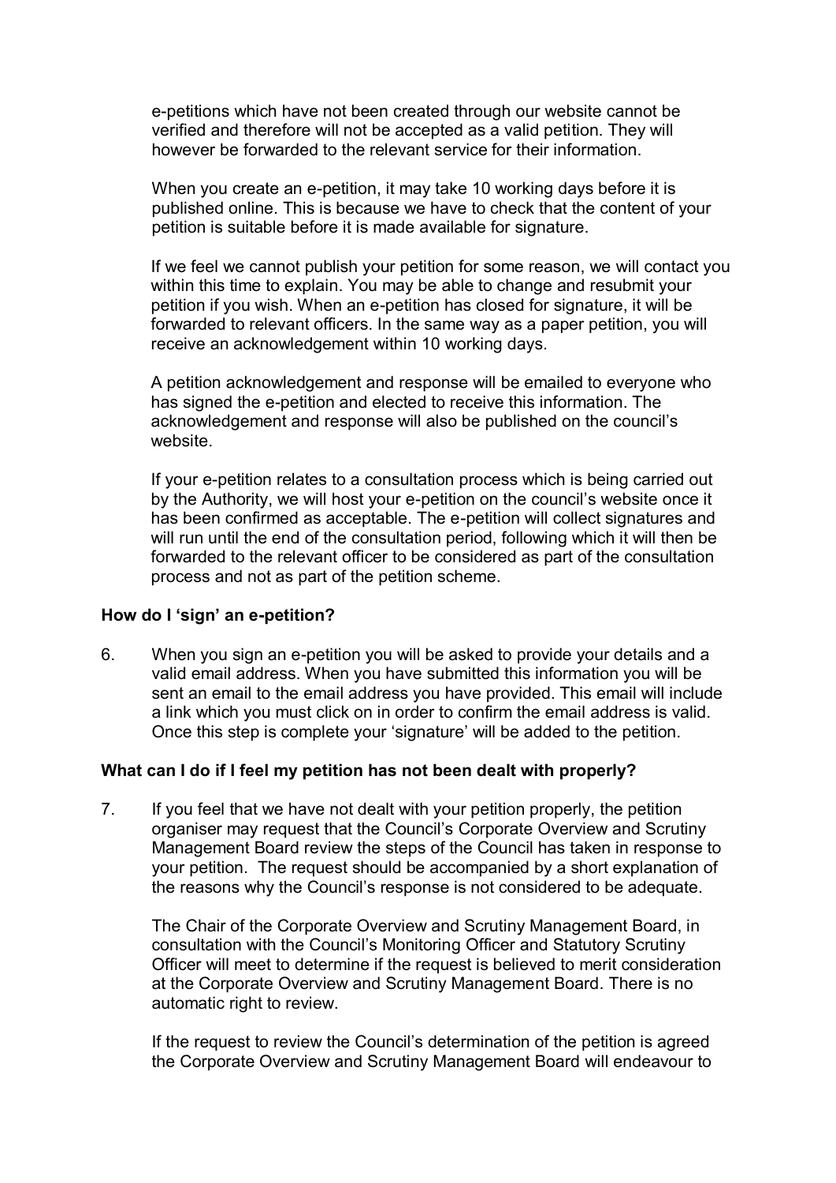e-petitions which have not been created through our website cannot be verified and therefore will not be accepted as a valid petition. They will however be forwarded to the relevant service for their information.

When you create an e-petition, it may take 10 working days before it is published online. This is because we have to check that the content of your petition is suitable before it is made available for signature.

If we feel we cannot publish your petition for some reason, we will contact you within this time to explain. You may be able to change and resubmit your petition if you wish. When an e-petition has closed for signature, it will be forwarded to relevant officers. In the same way as a paper petition, you will receive an acknowledgement within 10 working days.

A petition acknowledgement and response will be emailed to everyone who has signed the e-petition and elected to receive this information. The acknowledgement and response will also be published on the council's website.

If your e-petition relates to a consultation process which is being carried out by the Authority, we will host your e-petition on the council's website once it has been confirmed as acceptable. The e-petition will collect signatures and will run until the end of the consultation period, following which it will then be forwarded to the relevant officer to be considered as part of the consultation process and not as part of the petition scheme.

**How do I 'sign' an e-petition?**

6. When you sign an e-petition you will be asked to provide your details and a valid email address. When you have submitted this information you will be sent an email to the email address you have provided. This email will include a link which you must click on in order to confirm the email address is valid. Once this step is complete your 'signature' will be added to the petition.

**What can I do if I feel my petition has not been dealt with properly?**

7. If you feel that we have not dealt with your petition properly, the petition organiser may request that the Council's Corporate Overview and Scrutiny Management Board review the steps of the Council has taken in response to your petition. The request should be accompanied by a short explanation of the reasons why the Council's response is not considered to be adequate.

   The Chair of the Corporate Overview and Scrutiny Management Board, in consultation with the Council's Monitoring Officer and Statutory Scrutiny Officer will meet to determine if the request is believed to merit consideration at the Corporate Overview and Scrutiny Management Board. There is no automatic right to review.

   If the request to review the Council's determination of the petition is agreed the Corporate Overview and Scrutiny Management Board will endeavour to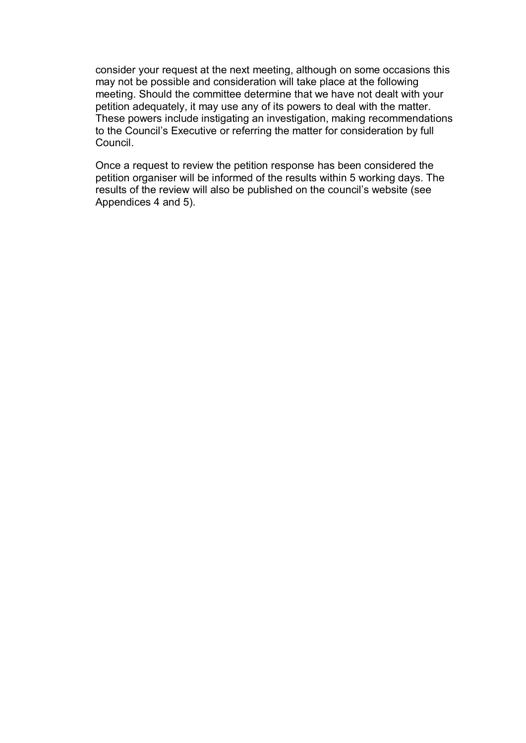consider your request at the next meeting, although on some occasions this may not be possible and consideration will take place at the following meeting. Should the committee determine that we have not dealt with your petition adequately, it may use any of its powers to deal with the matter. These powers include instigating an investigation, making recommendations to the Council's Executive or referring the matter for consideration by full Council.

Once a request to review the petition response has been considered the petition organiser will be informed of the results within 5 working days. The results of the review will also be published on the council's website (see Appendices 4 and 5).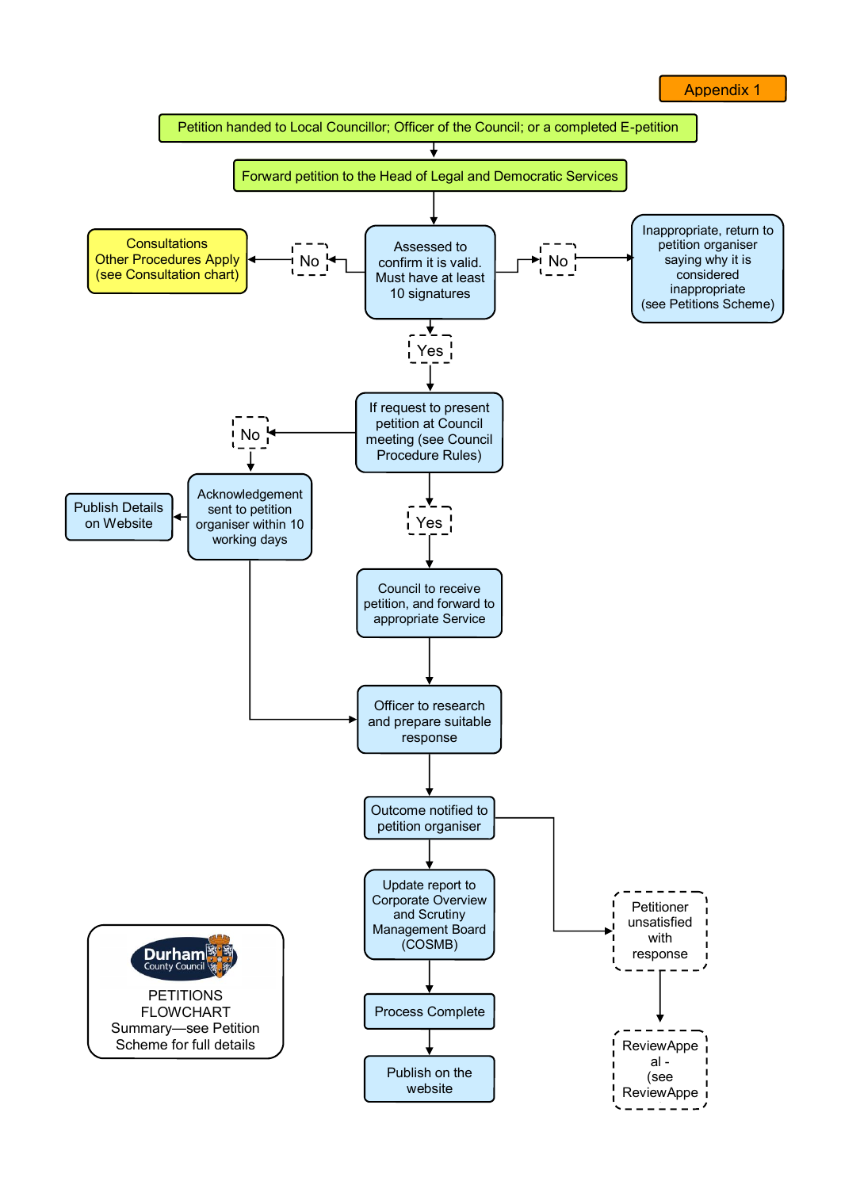Appendix 1

# PETITIONS FLOWCHART

Durham County Council

PETITIONS FLOWCHART Summary—see Petition Scheme for full details

1. Petition handed to Local Councillor; Officer of the Council; or a completed E-petition
2. Forward petition to the Head of Legal and Democratic Services
3. Assessed to confirm it is valid. Must have at least 10 signatures
   - No → Consultations Other Procedures Apply (see Consultation chart)
   - No → Inappropriate, return to petition organiser saying why it is considered inappropriate (see Petitions Scheme)
   - Yes → If request to present petition at Council meeting (see Council Procedure Rules)
4. If request to present petition at Council meeting (see Council Procedure Rules)
   - No → Acknowledgement sent to petition organiser within 10 working days → Publish Details on Website; → Officer to research and prepare suitable response
   - Yes → Council to receive petition, and forward to appropriate Service
5. Council to receive petition, and forward to appropriate Service
6. Officer to research and prepare suitable response
7. Outcome notified to petition organiser
   - → Petitioner unsatisfied with response → ReviewAppeal - (see ReviewAppe
8. Update report to Corporate Overview and Scrutiny Management Board (COSMB)
9. Process Complete
10. Publish on the website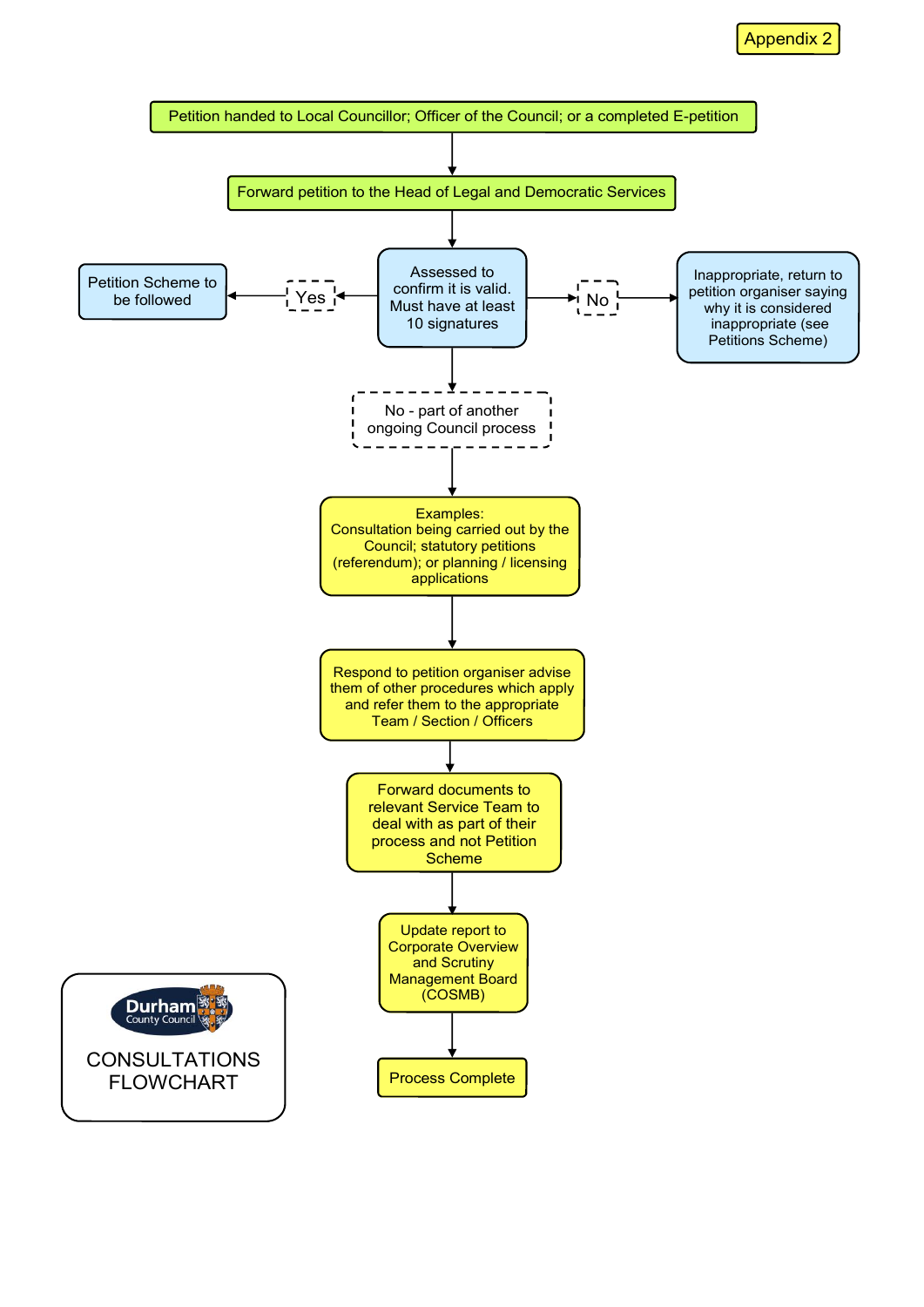Appendix 2

Petition handed to Local Councillor; Officer of the Council; or a completed E-petition

Forward petition to the Head of Legal and Democratic Services

Assessed to confirm it is valid. Must have at least 10 signatures

Yes → Petition Scheme to be followed

No → Inappropriate, return to petition organiser saying why it is considered inappropriate (see Petitions Scheme)

No - part of another ongoing Council process

Examples:
Consultation being carried out by the Council; statutory petitions (referendum); or planning / licensing applications

Respond to petition organiser advise them of other procedures which apply and refer them to the appropriate Team / Section / Officers

Forward documents to relevant Service Team to deal with as part of their process and not Petition Scheme

Update report to Corporate Overview and Scrutiny Management Board (COSMB)

Process Complete

Durham County Council

CONSULTATIONS FLOWCHART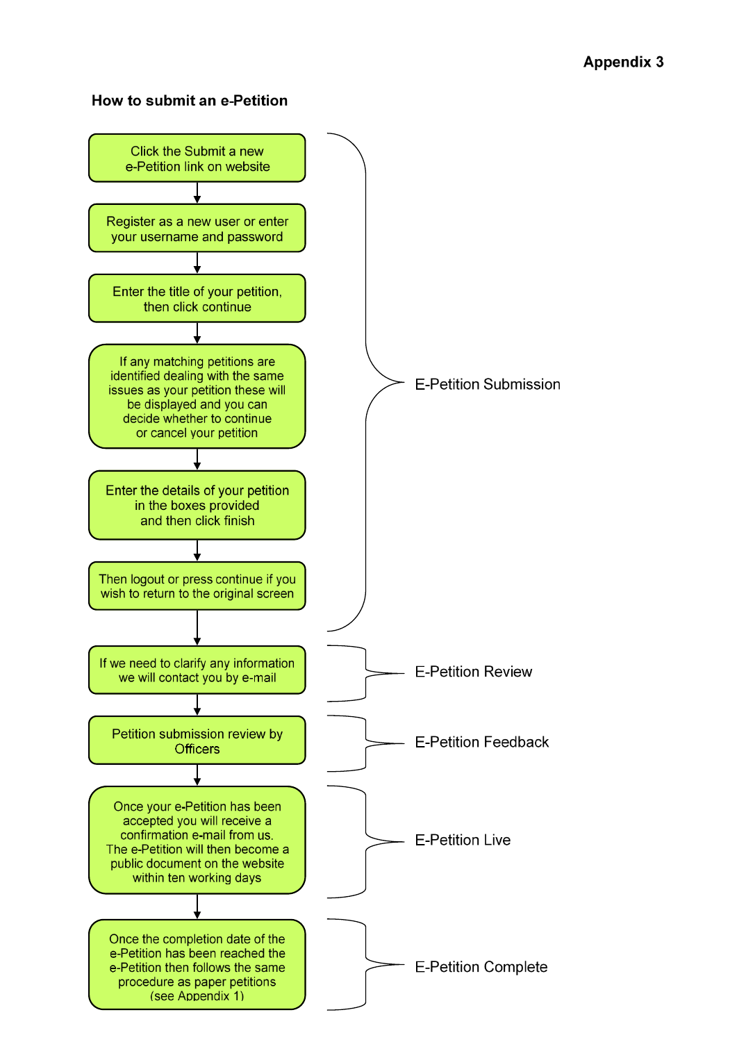**Appendix 3**

### How to submit an e-Petition

**E-Petition Submission**

1. Click the Submit a new e-Petition link on website
2. Register as a new user or enter your username and password
3. Enter the title of your petition, then click continue
4. If any matching petitions are identified dealing with the same issues as your petition these will be displayed and you can decide whether to continue or cancel your petition
5. Enter the details of your petition in the boxes provided and then click finish
6. Then logout or press continue if you wish to return to the original screen

**E-Petition Review**

7. If we need to clarify any information we will contact you by e-mail

**E-Petition Feedback**

8. Petition submission review by Officers

**E-Petition Live**

9. Once your e-Petition has been accepted you will receive a confirmation e-mail from us. The e-Petition will then become a public document on the website within ten working days

**E-Petition Complete**

10. Once the completion date of the e-Petition has been reached the e-Petition then follows the same procedure as paper petitions (see Appendix 1)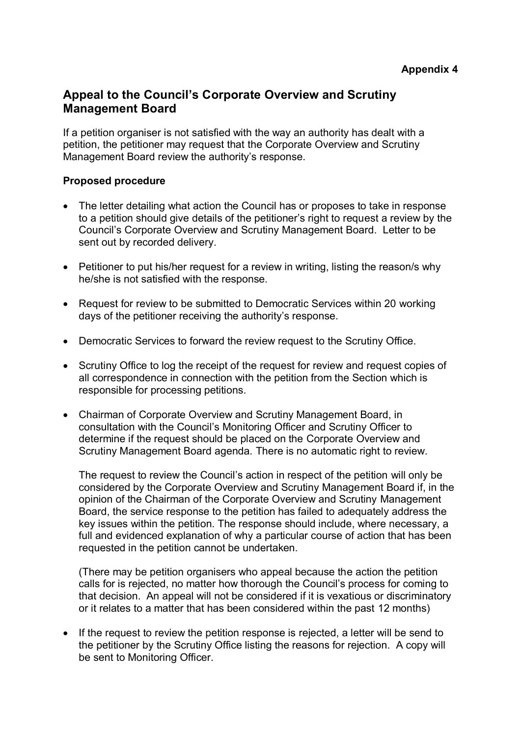**Appendix 4**

## Appeal to the Council's Corporate Overview and Scrutiny Management Board

If a petition organiser is not satisfied with the way an authority has dealt with a petition, the petitioner may request that the Corporate Overview and Scrutiny Management Board review the authority's response.

**Proposed procedure**

- The letter detailing what action the Council has or proposes to take in response to a petition should give details of the petitioner's right to request a review by the Council's Corporate Overview and Scrutiny Management Board. Letter to be sent out by recorded delivery.
- Petitioner to put his/her request for a review in writing, listing the reason/s why he/she is not satisfied with the response.
- Request for review to be submitted to Democratic Services within 20 working days of the petitioner receiving the authority's response.
- Democratic Services to forward the review request to the Scrutiny Office.
- Scrutiny Office to log the receipt of the request for review and request copies of all correspondence in connection with the petition from the Section which is responsible for processing petitions.
- Chairman of Corporate Overview and Scrutiny Management Board, in consultation with the Council's Monitoring Officer and Scrutiny Officer to determine if the request should be placed on the Corporate Overview and Scrutiny Management Board agenda. There is no automatic right to review.

  The request to review the Council's action in respect of the petition will only be considered by the Corporate Overview and Scrutiny Management Board if, in the opinion of the Chairman of the Corporate Overview and Scrutiny Management Board, the service response to the petition has failed to adequately address the key issues within the petition. The response should include, where necessary, a full and evidenced explanation of why a particular course of action that has been requested in the petition cannot be undertaken.

  (There may be petition organisers who appeal because the action the petition calls for is rejected, no matter how thorough the Council's process for coming to that decision. An appeal will not be considered if it is vexatious or discriminatory or it relates to a matter that has been considered within the past 12 months)

- If the request to review the petition response is rejected, a letter will be send to the petitioner by the Scrutiny Office listing the reasons for rejection. A copy will be sent to Monitoring Officer.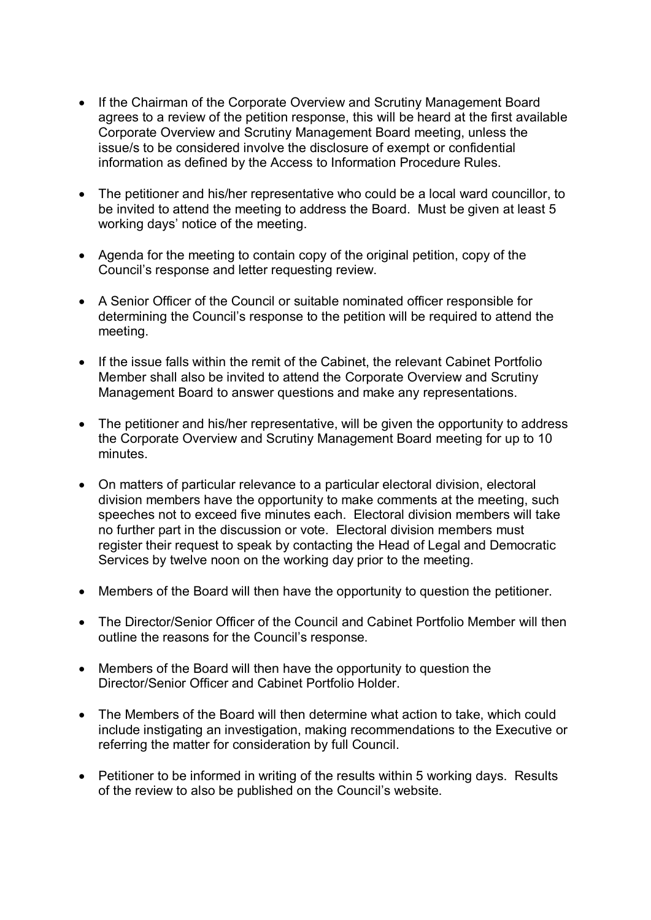- If the Chairman of the Corporate Overview and Scrutiny Management Board agrees to a review of the petition response, this will be heard at the first available Corporate Overview and Scrutiny Management Board meeting, unless the issue/s to be considered involve the disclosure of exempt or confidential information as defined by the Access to Information Procedure Rules.

- The petitioner and his/her representative who could be a local ward councillor, to be invited to attend the meeting to address the Board. Must be given at least 5 working days' notice of the meeting.

- Agenda for the meeting to contain copy of the original petition, copy of the Council's response and letter requesting review.

- A Senior Officer of the Council or suitable nominated officer responsible for determining the Council's response to the petition will be required to attend the meeting.

- If the issue falls within the remit of the Cabinet, the relevant Cabinet Portfolio Member shall also be invited to attend the Corporate Overview and Scrutiny Management Board to answer questions and make any representations.

- The petitioner and his/her representative, will be given the opportunity to address the Corporate Overview and Scrutiny Management Board meeting for up to 10 minutes.

- On matters of particular relevance to a particular electoral division, electoral division members have the opportunity to make comments at the meeting, such speeches not to exceed five minutes each. Electoral division members will take no further part in the discussion or vote. Electoral division members must register their request to speak by contacting the Head of Legal and Democratic Services by twelve noon on the working day prior to the meeting.

- Members of the Board will then have the opportunity to question the petitioner.

- The Director/Senior Officer of the Council and Cabinet Portfolio Member will then outline the reasons for the Council's response.

- Members of the Board will then have the opportunity to question the Director/Senior Officer and Cabinet Portfolio Holder.

- The Members of the Board will then determine what action to take, which could include instigating an investigation, making recommendations to the Executive or referring the matter for consideration by full Council.

- Petitioner to be informed in writing of the results within 5 working days. Results of the review to also be published on the Council's website.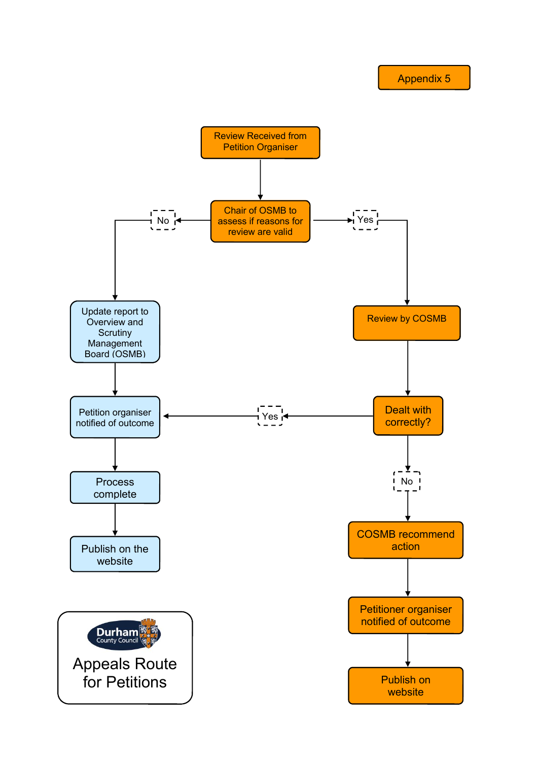Appendix 5

# Appeals Route for Petitions

Durham County Council

Review Received from Petition Organiser

Chair of OSMB to assess if reasons for review are valid

No

Yes

Update report to Overview and Scrutiny Management Board (OSMB)

Review by COSMB

Dealt with correctly?

Yes

Petition organiser notified of outcome

Process complete

Publish on the website

No

COSMB recommend action

Petitioner organiser notified of outcome

Publish on website